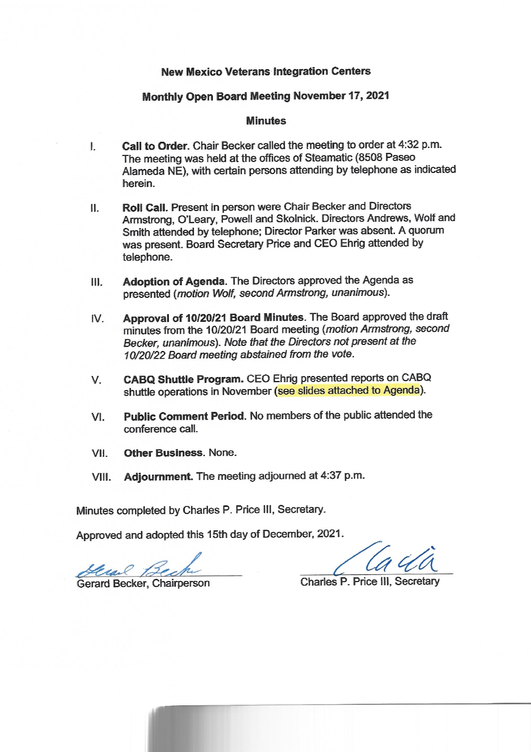**New Mexico Veterans Integration Centers**

**Monthly Open Board Meeting November 17, 2021**

**Minutes**

I. **Call to Order**. Chair Becker called the meeting to order at 4:32 p.m. The meeting was held at the offices of Steamatic (8508 Paseo Alameda NE), with certain persons attending by telephone as indicated herein.

II. **Roll Call.** Present in person were Chair Becker and Directors Armstrong, O'Leary, Powell and Skolnick. Directors Andrews, Wolf and Smith attended by telephone; Director Parker was absent. A quorum was present. Board Secretary Price and CEO Ehrig attended by telephone.

III. **Adoption of Agenda**. The Directors approved the Agenda as presented (*motion Wolf, second Armstrong, unanimous*).

IV. **Approval of 10/20/21 Board Minutes**. The Board approved the draft minutes from the 10/20/21 Board meeting (*motion Armstrong, second Becker, unanimous*). *Note that the Directors not present at the 10/20/22 Board meeting abstained from the vote.*

V. **CABQ Shuttle Program.** CEO Ehrig presented reports on CABQ shuttle operations in November (see slides attached to Agenda).

VI. **Public Comment Period.** No members of the public attended the conference call.

VII. **Other Business**. None.

VIII. **Adjournment.** The meeting adjourned at 4:37 p.m.

Minutes completed by Charles P. Price III, Secretary.

Approved and adopted this 15th day of December, 2021.

Gerard Becker, Chairperson

Charles P. Price III, Secretary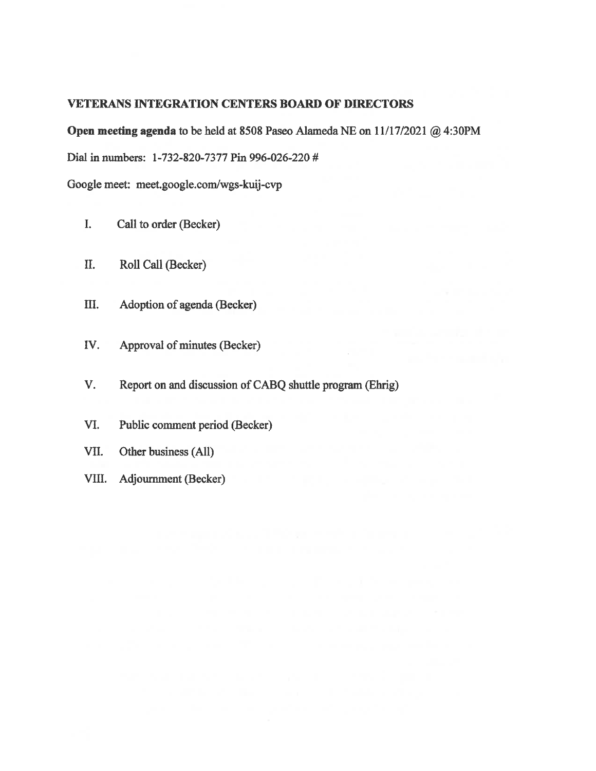**VETERANS INTEGRATION CENTERS BOARD OF DIRECTORS**

**Open meeting agenda** to be held at 8508 Paseo Alameda NE on 11/17/2021 @ 4:30PM

Dial in numbers: 1-732-820-7377 Pin 996-026-220 #

Google meet: meet.google.com/wgs-kuij-cvp

I. Call to order (Becker)

II. Roll Call (Becker)

III. Adoption of agenda (Becker)

IV. Approval of minutes (Becker)

V. Report on and discussion of CABQ shuttle program (Ehrig)

VI. Public comment period (Becker)

VII. Other business (All)

VIII. Adjournment (Becker)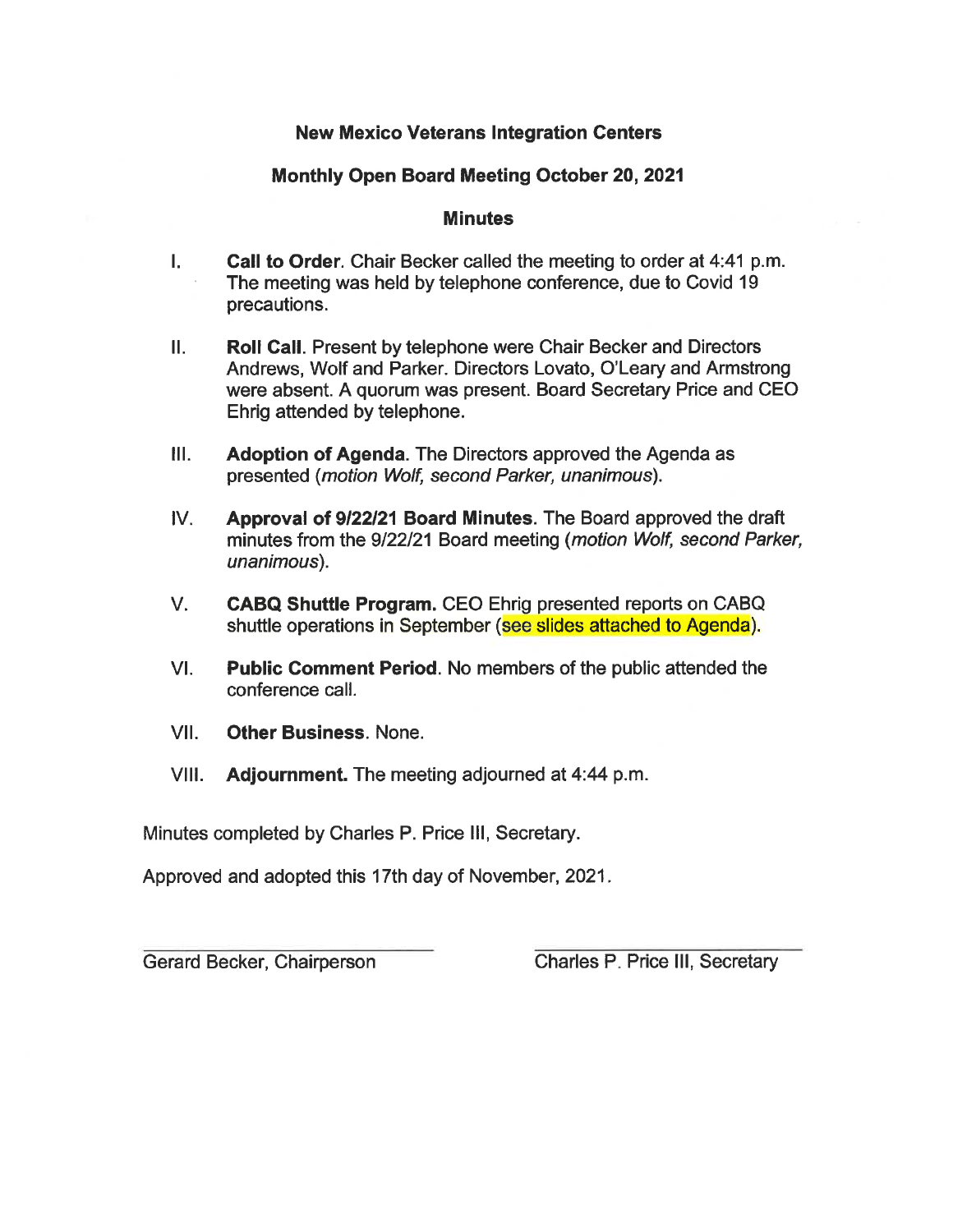## New Mexico Veterans Integration Centers

## Monthly Open Board Meeting October 20, 2021

## Minutes

I. **Call to Order**. Chair Becker called the meeting to order at 4:41 p.m. The meeting was held by telephone conference, due to Covid 19 precautions.

II. **Roll Call**. Present by telephone were Chair Becker and Directors Andrews, Wolf and Parker. Directors Lovato, O'Leary and Armstrong were absent. A quorum was present. Board Secretary Price and CEO Ehrig attended by telephone.

III. **Adoption of Agenda**. The Directors approved the Agenda as presented (*motion Wolf, second Parker, unanimous*).

IV. **Approval of 9/22/21 Board Minutes**. The Board approved the draft minutes from the 9/22/21 Board meeting (*motion Wolf, second Parker, unanimous*).

V. **CABQ Shuttle Program.** CEO Ehrig presented reports on CABQ shuttle operations in September (see slides attached to Agenda).

VI. **Public Comment Period**. No members of the public attended the conference call.

VII. **Other Business**. None.

VIII. **Adjournment.** The meeting adjourned at 4:44 p.m.

Minutes completed by Charles P. Price III, Secretary.

Approved and adopted this 17th day of November, 2021.

\_\_\_\_\_\_\_\_\_\_\_\_\_\_\_\_\_\_\_\_\_\_\_\_\_\_\_\_
Gerard Becker, Chairperson

\_\_\_\_\_\_\_\_\_\_\_\_\_\_\_\_\_\_\_\_\_\_\_\_\_\_\_\_
Charles P. Price III, Secretary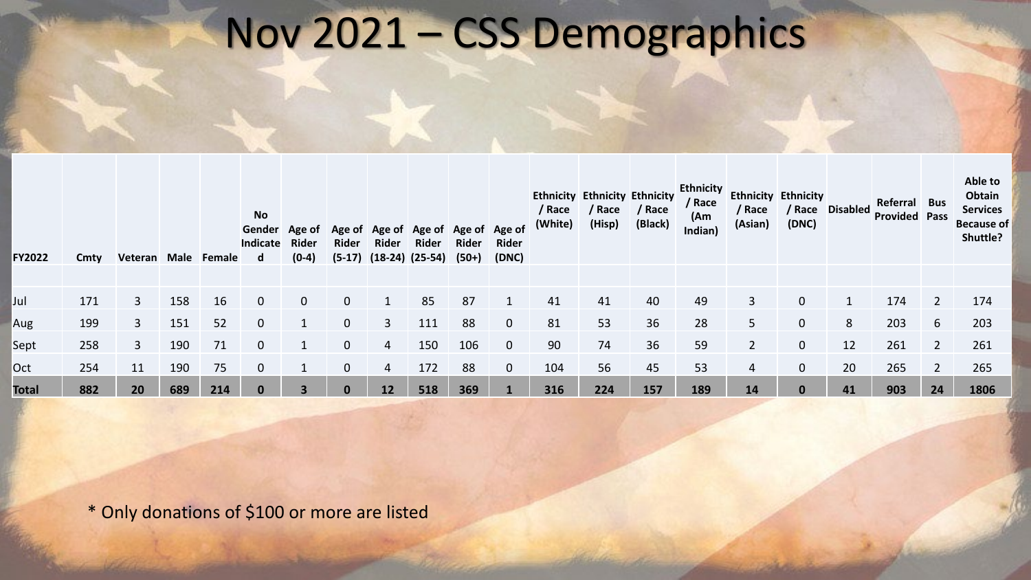# Nov 2021 – CSS Demographics

| FY2022 | Cmty | Veteran | Male | Female | No Gender Indicated | Age of Rider (0-4) | Age of Rider (5-17) | Age of Rider (18-24) | Age of Rider (25-54) | Age of Rider (50+) | Age of Rider (DNC) | Ethnicity / Race (White) | Ethnicity / Race (Hisp) | Ethnicity / Race (Black) | Ethnicity / Race (Am Indian) | Ethnicity / Race (Asian) | Ethnicity / Race (DNC) | Disabled | Referral Provided | Bus Pass | Able to Obtain Services Because of Shuttle? |
|---|---|---|---|---|---|---|---|---|---|---|---|---|---|---|---|---|---|---|---|---|---|
| | | | | | | | | | | | | | | | | | | | | | |
| Jul | 171 | 3 | 158 | 16 | 0 | 0 | 0 | 1 | 85 | 87 | 1 | 41 | 41 | 40 | 49 | 3 | 0 | 1 | 174 | 2 | 174 |
| Aug | 199 | 3 | 151 | 52 | 0 | 1 | 0 | 3 | 111 | 88 | 0 | 81 | 53 | 36 | 28 | 5 | 0 | 8 | 203 | 6 | 203 |
| Sept | 258 | 3 | 190 | 71 | 0 | 1 | 0 | 4 | 150 | 106 | 0 | 90 | 74 | 36 | 59 | 2 | 0 | 12 | 261 | 2 | 261 |
| Oct | 254 | 11 | 190 | 75 | 0 | 1 | 0 | 4 | 172 | 88 | 0 | 104 | 56 | 45 | 53 | 4 | 0 | 20 | 265 | 2 | 265 |
| **Total** | **882** | **20** | **689** | **214** | **0** | **3** | **0** | **12** | **518** | **369** | **1** | **316** | **224** | **157** | **189** | **14** | **0** | **41** | **903** | **24** | **1806** |

* Only donations of $100 or more are listed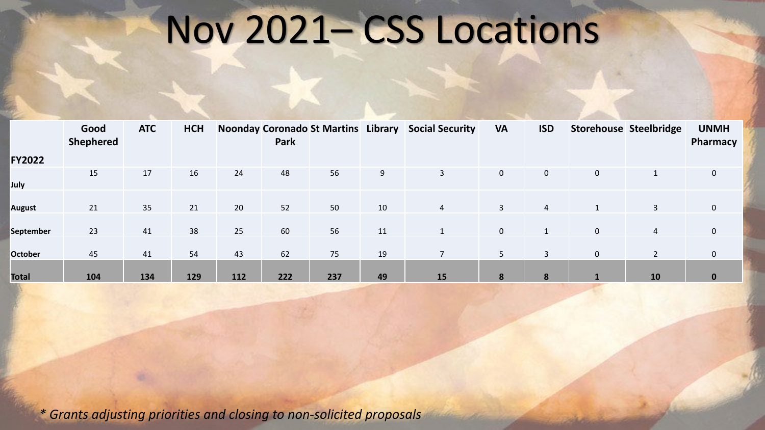# Nov 2021– CSS Locations

| FY2022 | Good Shephered | ATC | HCH | Noonday | Coronado Park | St Martins | Library | Social Security | VA | ISD | Storehouse | Steelbridge | UNMH Pharmacy |
|---|---|---|---|---|---|---|---|---|---|---|---|---|---|
| July | 15 | 17 | 16 | 24 | 48 | 56 | 9 | 3 | 0 | 0 | 0 | 1 | 0 |
| August | 21 | 35 | 21 | 20 | 52 | 50 | 10 | 4 | 3 | 4 | 1 | 3 | 0 |
| September | 23 | 41 | 38 | 25 | 60 | 56 | 11 | 1 | 0 | 1 | 0 | 4 | 0 |
| October | 45 | 41 | 54 | 43 | 62 | 75 | 19 | 7 | 5 | 3 | 0 | 2 | 0 |
| **Total** | **104** | **134** | **129** | **112** | **222** | **237** | **49** | **15** | **8** | **8** | **1** | **10** | **0** |

*\* Grants adjusting priorities and closing to non-solicited proposals*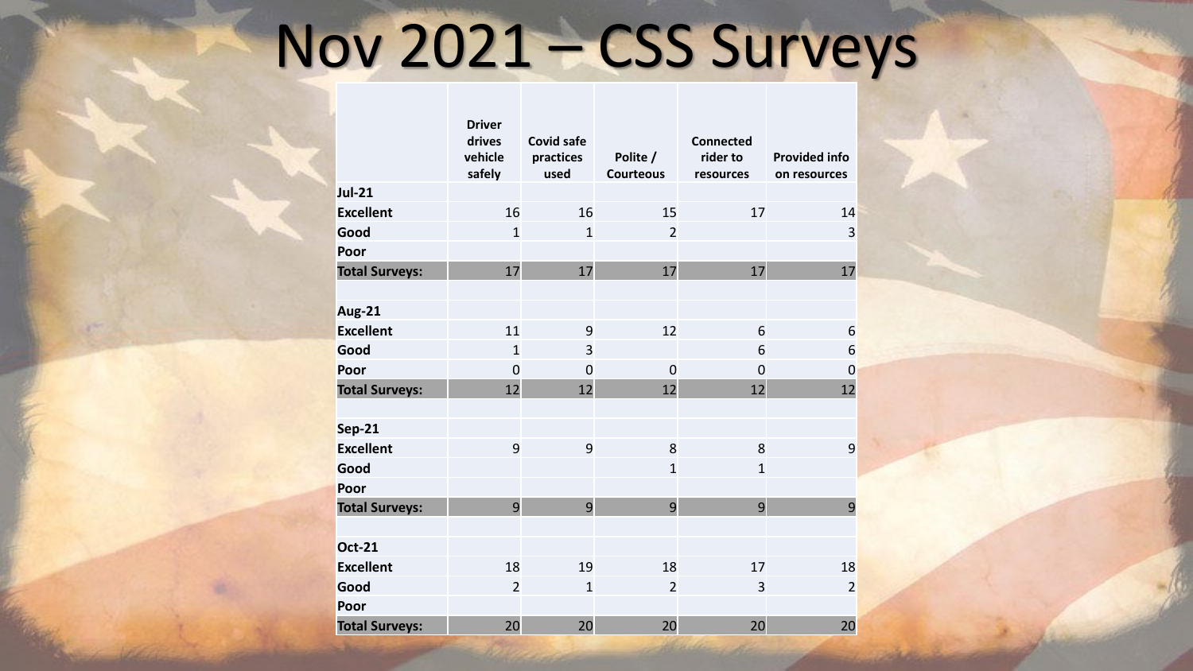# Nov 2021 – CSS Surveys

| | Driver drives vehicle safely | Covid safe practices used | Polite / Courteous | Connected rider to resources | Provided info on resources |
|---|---|---|---|---|---|
| **Jul-21** | | | | | |
| **Excellent** | 16 | 16 | 15 | 17 | 14 |
| **Good** | 1 | 1 | 2 | | 3 |
| **Poor** | | | | | |
| **Total Surveys:** | 17 | 17 | 17 | 17 | 17 |
| | | | | | |
| **Aug-21** | | | | | |
| **Excellent** | 11 | 9 | 12 | 6 | 6 |
| **Good** | 1 | 3 | | 6 | 6 |
| **Poor** | 0 | 0 | 0 | 0 | 0 |
| **Total Surveys:** | 12 | 12 | 12 | 12 | 12 |
| | | | | | |
| **Sep-21** | | | | | |
| **Excellent** | 9 | 9 | 8 | 8 | 9 |
| **Good** | | | 1 | 1 | |
| **Poor** | | | | | |
| **Total Surveys:** | 9 | 9 | 9 | 9 | 9 |
| | | | | | |
| **Oct-21** | | | | | |
| **Excellent** | 18 | 19 | 18 | 17 | 18 |
| **Good** | 2 | 1 | 2 | 3 | 2 |
| **Poor** | | | | | |
| **Total Surveys:** | 20 | 20 | 20 | 20 | 20 |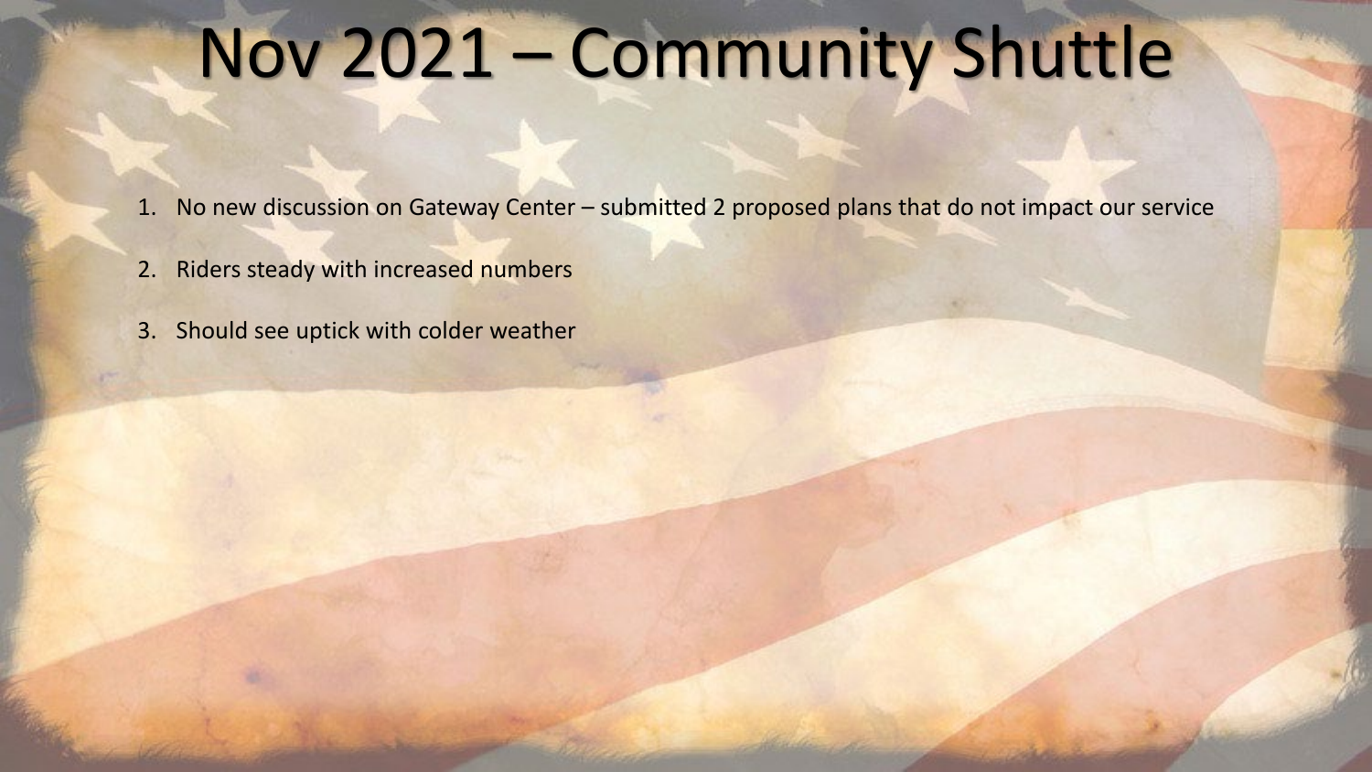# Nov 2021 – Community Shuttle

1. No new discussion on Gateway Center – submitted 2 proposed plans that do not impact our service
2. Riders steady with increased numbers
3. Should see uptick with colder weather